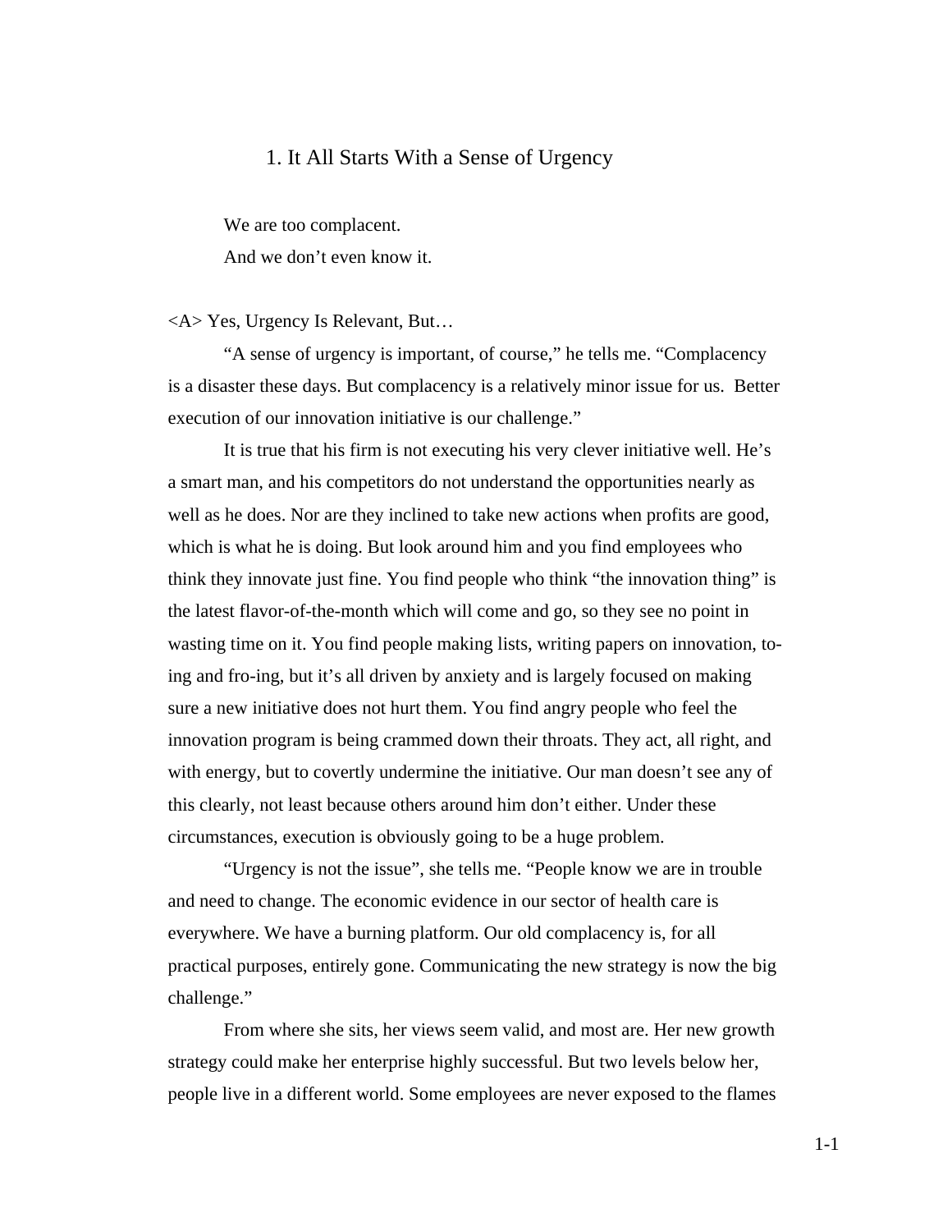# 1. It All Starts With a Sense of Urgency

We are too complacent.
And we don't even know it.

## <A> Yes, Urgency Is Relevant, But…

"A sense of urgency is important, of course," he tells me. "Complacency is a disaster these days. But complacency is a relatively minor issue for us.  Better execution of our innovation initiative is our challenge."

It is true that his firm is not executing his very clever initiative well. He's a smart man, and his competitors do not understand the opportunities nearly as well as he does. Nor are they inclined to take new actions when profits are good, which is what he is doing. But look around him and you find employees who think they innovate just fine. You find people who think "the innovation thing" is the latest flavor-of-the-month which will come and go, so they see no point in wasting time on it. You find people making lists, writing papers on innovation, to-ing and fro-ing, but it's all driven by anxiety and is largely focused on making sure a new initiative does not hurt them. You find angry people who feel the innovation program is being crammed down their throats. They act, all right, and with energy, but to covertly undermine the initiative. Our man doesn't see any of this clearly, not least because others around him don't either. Under these circumstances, execution is obviously going to be a huge problem.

"Urgency is not the issue", she tells me. "People know we are in trouble and need to change. The economic evidence in our sector of health care is everywhere. We have a burning platform. Our old complacency is, for all practical purposes, entirely gone. Communicating the new strategy is now the big challenge."

From where she sits, her views seem valid, and most are. Her new growth strategy could make her enterprise highly successful. But two levels below her, people live in a different world. Some employees are never exposed to the flames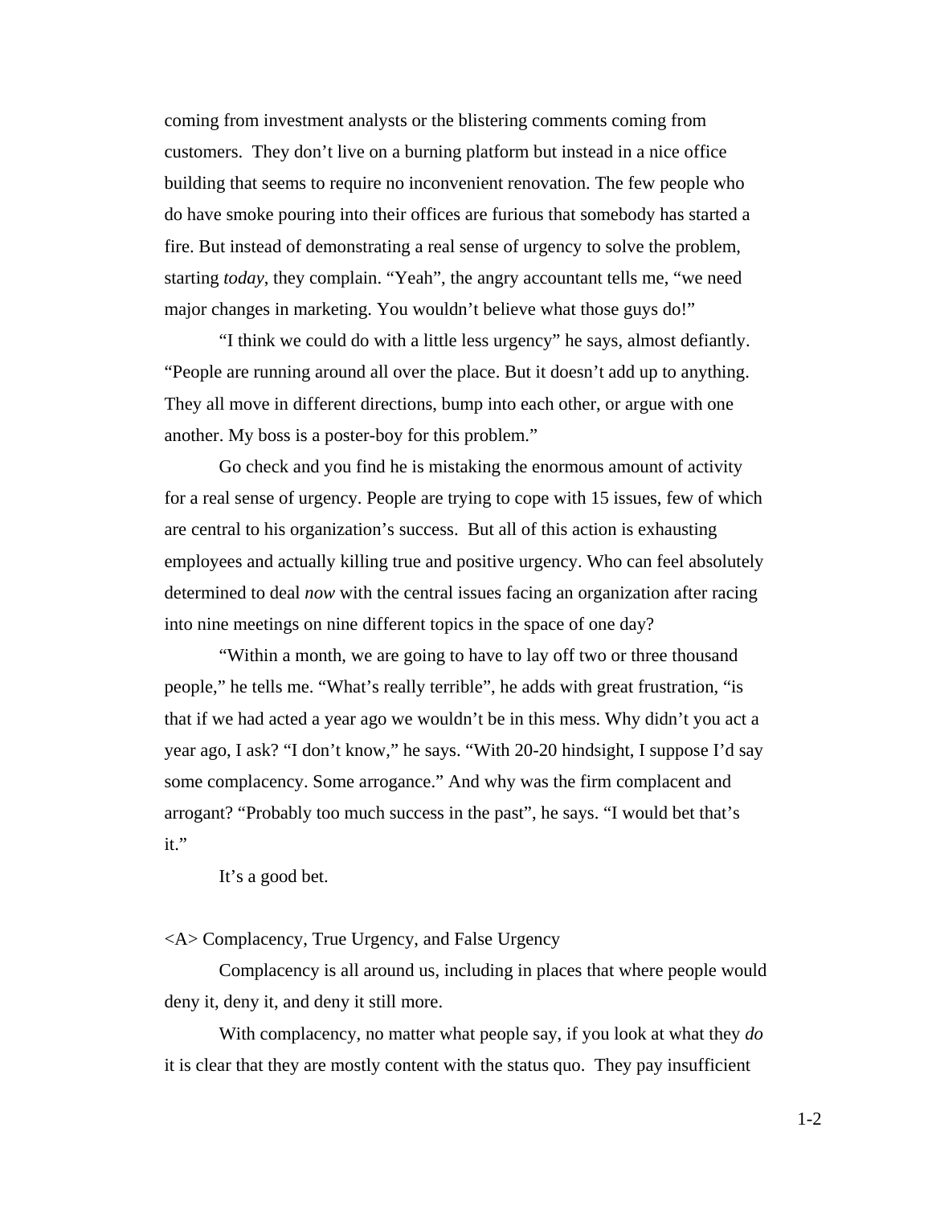coming from investment analysts or the blistering comments coming from customers. They don't live on a burning platform but instead in a nice office building that seems to require no inconvenient renovation. The few people who do have smoke pouring into their offices are furious that somebody has started a fire. But instead of demonstrating a real sense of urgency to solve the problem, starting *today*, they complain. "Yeah", the angry accountant tells me, "we need major changes in marketing. You wouldn't believe what those guys do!"

"I think we could do with a little less urgency" he says, almost defiantly. "People are running around all over the place. But it doesn't add up to anything. They all move in different directions, bump into each other, or argue with one another. My boss is a poster-boy for this problem."

Go check and you find he is mistaking the enormous amount of activity for a real sense of urgency. People are trying to cope with 15 issues, few of which are central to his organization's success. But all of this action is exhausting employees and actually killing true and positive urgency. Who can feel absolutely determined to deal *now* with the central issues facing an organization after racing into nine meetings on nine different topics in the space of one day?

"Within a month, we are going to have to lay off two or three thousand people," he tells me. "What's really terrible", he adds with great frustration, "is that if we had acted a year ago we wouldn't be in this mess. Why didn't you act a year ago, I ask? "I don't know," he says. "With 20-20 hindsight, I suppose I'd say some complacency. Some arrogance." And why was the firm complacent and arrogant? "Probably too much success in the past", he says. "I would bet that's it."

It's a good bet.

<A> Complacency, True Urgency, and False Urgency

Complacency is all around us, including in places that where people would deny it, deny it, and deny it still more.

With complacency, no matter what people say, if you look at what they *do* it is clear that they are mostly content with the status quo. They pay insufficient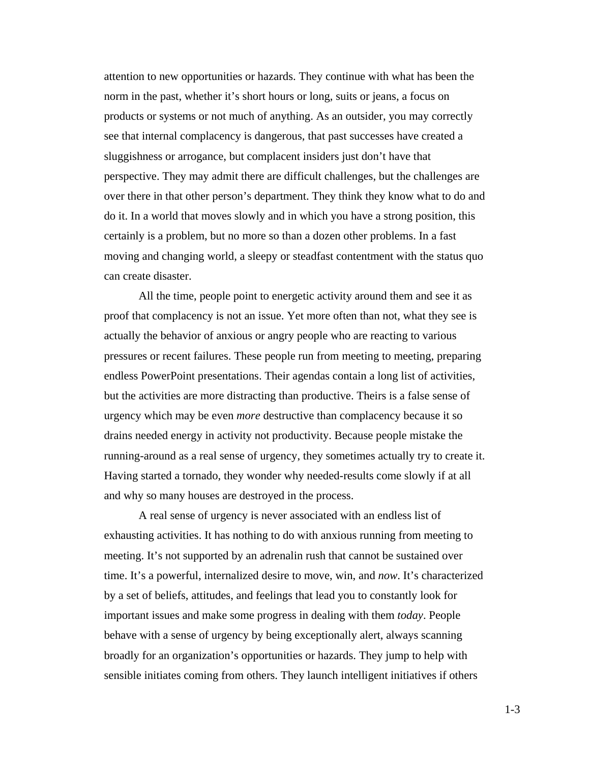attention to new opportunities or hazards. They continue with what has been the norm in the past, whether it's short hours or long, suits or jeans, a focus on products or systems or not much of anything. As an outsider, you may correctly see that internal complacency is dangerous, that past successes have created a sluggishness or arrogance, but complacent insiders just don't have that perspective. They may admit there are difficult challenges, but the challenges are over there in that other person's department. They think they know what to do and do it. In a world that moves slowly and in which you have a strong position, this certainly is a problem, but no more so than a dozen other problems. In a fast moving and changing world, a sleepy or steadfast contentment with the status quo can create disaster.

All the time, people point to energetic activity around them and see it as proof that complacency is not an issue. Yet more often than not, what they see is actually the behavior of anxious or angry people who are reacting to various pressures or recent failures. These people run from meeting to meeting, preparing endless PowerPoint presentations. Their agendas contain a long list of activities, but the activities are more distracting than productive. Theirs is a false sense of urgency which may be even *more* destructive than complacency because it so drains needed energy in activity not productivity. Because people mistake the running-around as a real sense of urgency, they sometimes actually try to create it. Having started a tornado, they wonder why needed-results come slowly if at all and why so many houses are destroyed in the process.

A real sense of urgency is never associated with an endless list of exhausting activities. It has nothing to do with anxious running from meeting to meeting. It's not supported by an adrenalin rush that cannot be sustained over time. It's a powerful, internalized desire to move, win, and *now*. It's characterized by a set of beliefs, attitudes, and feelings that lead you to constantly look for important issues and make some progress in dealing with them *today*. People behave with a sense of urgency by being exceptionally alert, always scanning broadly for an organization's opportunities or hazards. They jump to help with sensible initiates coming from others. They launch intelligent initiatives if others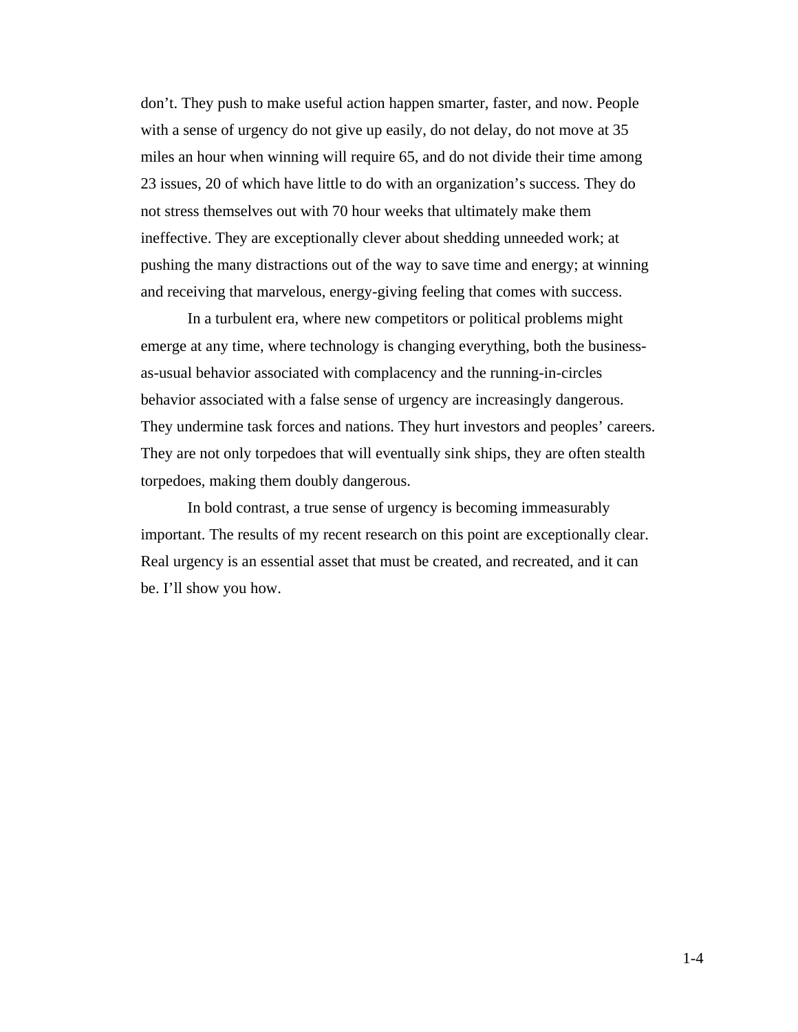don't. They push to make useful action happen smarter, faster, and now. People with a sense of urgency do not give up easily, do not delay, do not move at 35 miles an hour when winning will require 65, and do not divide their time among 23 issues, 20 of which have little to do with an organization's success. They do not stress themselves out with 70 hour weeks that ultimately make them ineffective. They are exceptionally clever about shedding unneeded work; at pushing the many distractions out of the way to save time and energy; at winning and receiving that marvelous, energy-giving feeling that comes with success.

In a turbulent era, where new competitors or political problems might emerge at any time, where technology is changing everything, both the business-as-usual behavior associated with complacency and the running-in-circles behavior associated with a false sense of urgency are increasingly dangerous. They undermine task forces and nations. They hurt investors and peoples' careers. They are not only torpedoes that will eventually sink ships, they are often stealth torpedoes, making them doubly dangerous.

In bold contrast, a true sense of urgency is becoming immeasurably important. The results of my recent research on this point are exceptionally clear. Real urgency is an essential asset that must be created, and recreated, and it can be. I'll show you how.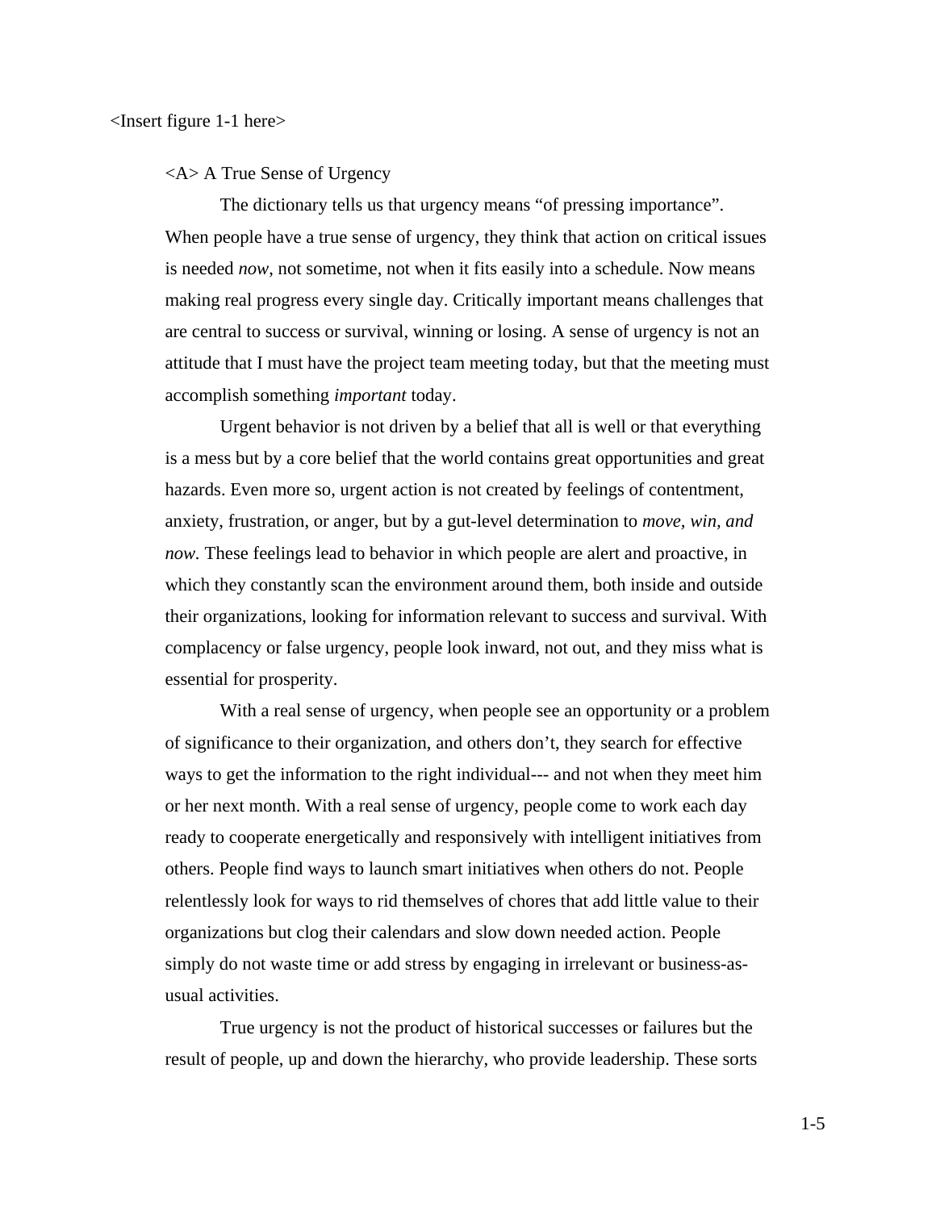<Insert figure 1-1 here>

## A True Sense of Urgency

The dictionary tells us that urgency means "of pressing importance". When people have a true sense of urgency, they think that action on critical issues is needed *now*, not sometime, not when it fits easily into a schedule. Now means making real progress every single day. Critically important means challenges that are central to success or survival, winning or losing. A sense of urgency is not an attitude that I must have the project team meeting today, but that the meeting must accomplish something *important* today.

Urgent behavior is not driven by a belief that all is well or that everything is a mess but by a core belief that the world contains great opportunities and great hazards. Even more so, urgent action is not created by feelings of contentment, anxiety, frustration, or anger, but by a gut-level determination to *move, win, and now.* These feelings lead to behavior in which people are alert and proactive, in which they constantly scan the environment around them, both inside and outside their organizations, looking for information relevant to success and survival. With complacency or false urgency, people look inward, not out, and they miss what is essential for prosperity.

With a real sense of urgency, when people see an opportunity or a problem of significance to their organization, and others don't, they search for effective ways to get the information to the right individual--- and not when they meet him or her next month. With a real sense of urgency, people come to work each day ready to cooperate energetically and responsively with intelligent initiatives from others. People find ways to launch smart initiatives when others do not. People relentlessly look for ways to rid themselves of chores that add little value to their organizations but clog their calendars and slow down needed action. People simply do not waste time or add stress by engaging in irrelevant or business-as-usual activities.

True urgency is not the product of historical successes or failures but the result of people, up and down the hierarchy, who provide leadership. These sorts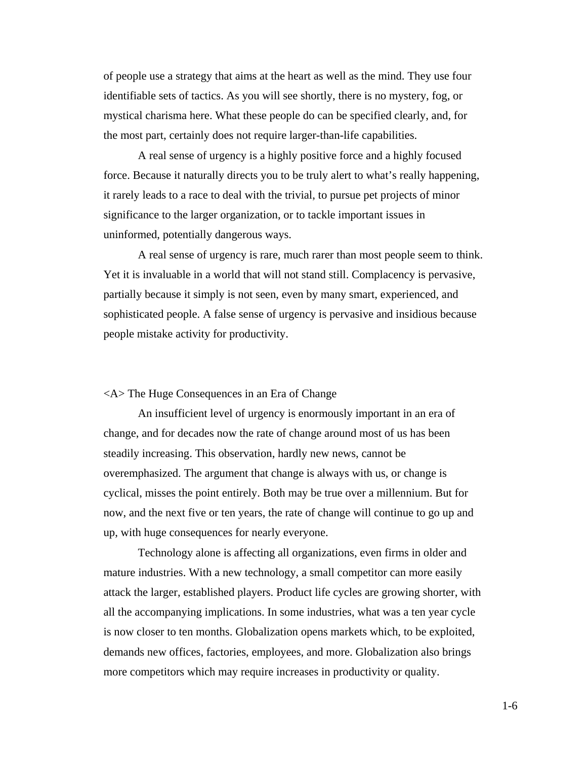of people use a strategy that aims at the heart as well as the mind. They use four identifiable sets of tactics. As you will see shortly, there is no mystery, fog, or mystical charisma here. What these people do can be specified clearly, and, for the most part, certainly does not require larger-than-life capabilities.

A real sense of urgency is a highly positive force and a highly focused force. Because it naturally directs you to be truly alert to what's really happening, it rarely leads to a race to deal with the trivial, to pursue pet projects of minor significance to the larger organization, or to tackle important issues in uninformed, potentially dangerous ways.

A real sense of urgency is rare, much rarer than most people seem to think. Yet it is invaluable in a world that will not stand still. Complacency is pervasive, partially because it simply is not seen, even by many smart, experienced, and sophisticated people. A false sense of urgency is pervasive and insidious because people mistake activity for productivity.

## <A> The Huge Consequences in an Era of Change

An insufficient level of urgency is enormously important in an era of change, and for decades now the rate of change around most of us has been steadily increasing. This observation, hardly new news, cannot be overemphasized. The argument that change is always with us, or change is cyclical, misses the point entirely. Both may be true over a millennium. But for now, and the next five or ten years, the rate of change will continue to go up and up, with huge consequences for nearly everyone.

Technology alone is affecting all organizations, even firms in older and mature industries. With a new technology, a small competitor can more easily attack the larger, established players. Product life cycles are growing shorter, with all the accompanying implications. In some industries, what was a ten year cycle is now closer to ten months. Globalization opens markets which, to be exploited, demands new offices, factories, employees, and more. Globalization also brings more competitors which may require increases in productivity or quality.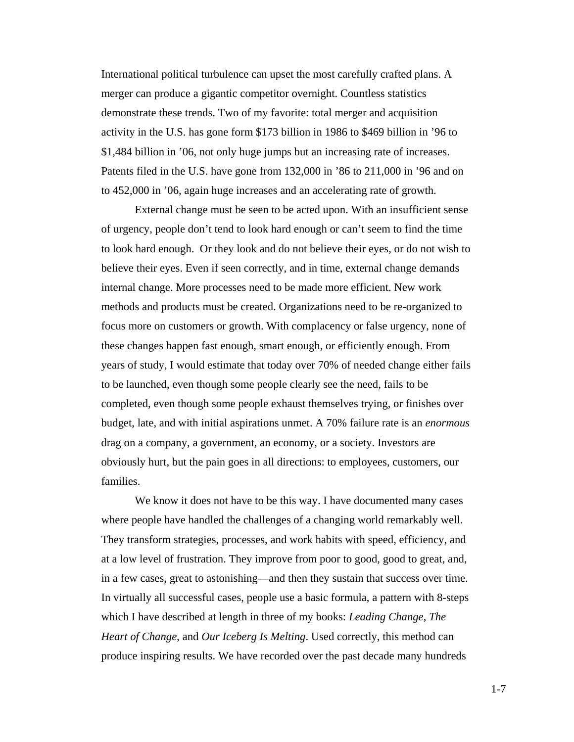International political turbulence can upset the most carefully crafted plans. A merger can produce a gigantic competitor overnight. Countless statistics demonstrate these trends. Two of my favorite: total merger and acquisition activity in the U.S. has gone form $173 billion in 1986 to $469 billion in '96 to $1,484 billion in '06, not only huge jumps but an increasing rate of increases. Patents filed in the U.S. have gone from 132,000 in '86 to 211,000 in '96 and on to 452,000 in '06, again huge increases and an accelerating rate of growth.

External change must be seen to be acted upon. With an insufficient sense of urgency, people don't tend to look hard enough or can't seem to find the time to look hard enough. Or they look and do not believe their eyes, or do not wish to believe their eyes. Even if seen correctly, and in time, external change demands internal change. More processes need to be made more efficient. New work methods and products must be created. Organizations need to be re-organized to focus more on customers or growth. With complacency or false urgency, none of these changes happen fast enough, smart enough, or efficiently enough. From years of study, I would estimate that today over 70% of needed change either fails to be launched, even though some people clearly see the need, fails to be completed, even though some people exhaust themselves trying, or finishes over budget, late, and with initial aspirations unmet. A 70% failure rate is an *enormous* drag on a company, a government, an economy, or a society. Investors are obviously hurt, but the pain goes in all directions: to employees, customers, our families.

We know it does not have to be this way. I have documented many cases where people have handled the challenges of a changing world remarkably well. They transform strategies, processes, and work habits with speed, efficiency, and at a low level of frustration. They improve from poor to good, good to great, and, in a few cases, great to astonishing—and then they sustain that success over time. In virtually all successful cases, people use a basic formula, a pattern with 8-steps which I have described at length in three of my books: *Leading Change*, *The Heart of Change*, and *Our Iceberg Is Melting*. Used correctly, this method can produce inspiring results. We have recorded over the past decade many hundreds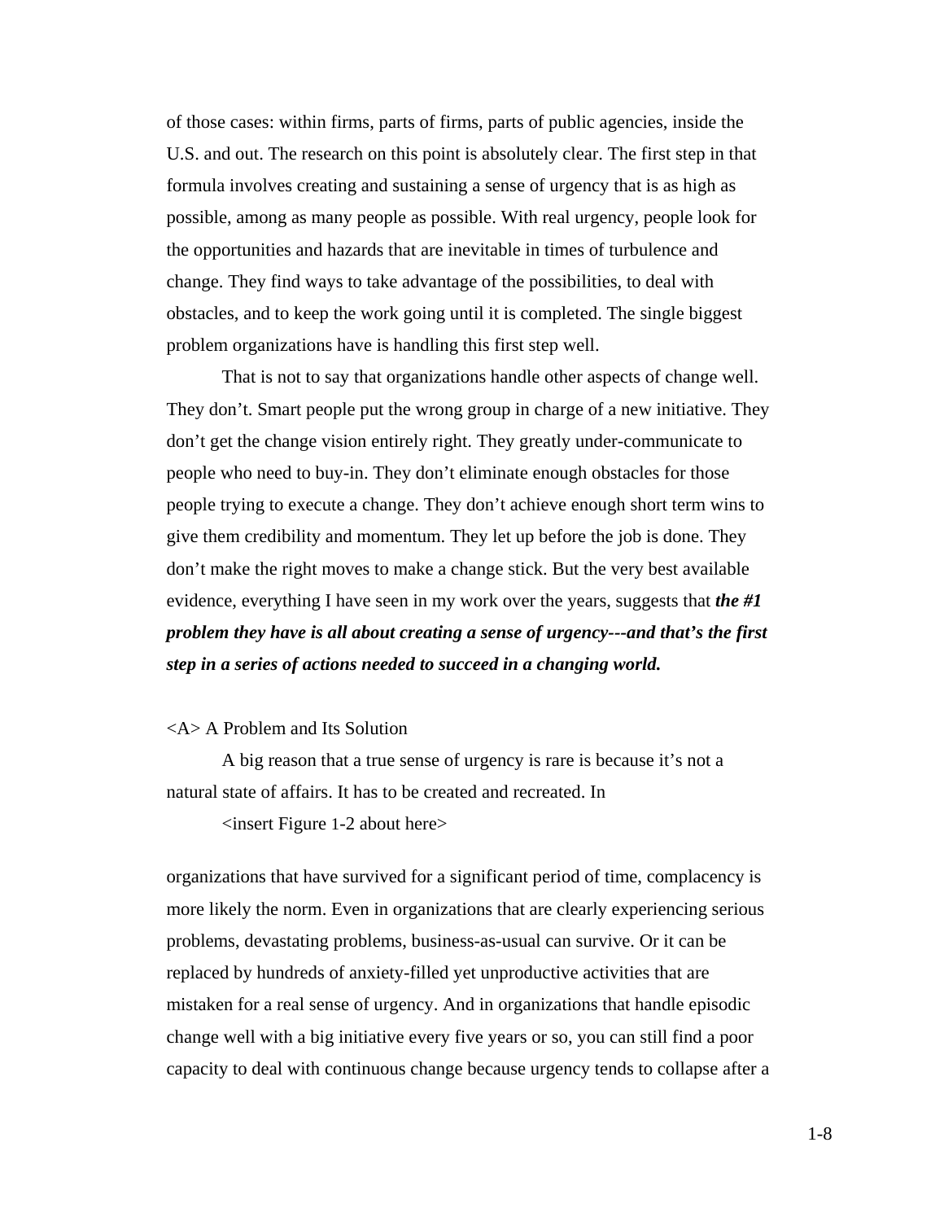of those cases: within firms, parts of firms, parts of public agencies, inside the U.S. and out. The research on this point is absolutely clear. The first step in that formula involves creating and sustaining a sense of urgency that is as high as possible, among as many people as possible. With real urgency, people look for the opportunities and hazards that are inevitable in times of turbulence and change. They find ways to take advantage of the possibilities, to deal with obstacles, and to keep the work going until it is completed. The single biggest problem organizations have is handling this first step well.

That is not to say that organizations handle other aspects of change well. They don't. Smart people put the wrong group in charge of a new initiative. They don't get the change vision entirely right. They greatly under-communicate to people who need to buy-in. They don't eliminate enough obstacles for those people trying to execute a change. They don't achieve enough short term wins to give them credibility and momentum. They let up before the job is done. They don't make the right moves to make a change stick. But the very best available evidence, everything I have seen in my work over the years, suggests that ***the #1 problem they have is all about creating a sense of urgency---and that's the first step in a series of actions needed to succeed in a changing world.***

<A> A Problem and Its Solution

A big reason that a true sense of urgency is rare is because it's not a natural state of affairs. It has to be created and recreated. In

<insert Figure 1-2 about here>

organizations that have survived for a significant period of time, complacency is more likely the norm. Even in organizations that are clearly experiencing serious problems, devastating problems, business-as-usual can survive. Or it can be replaced by hundreds of anxiety-filled yet unproductive activities that are mistaken for a real sense of urgency. And in organizations that handle episodic change well with a big initiative every five years or so, you can still find a poor capacity to deal with continuous change because urgency tends to collapse after a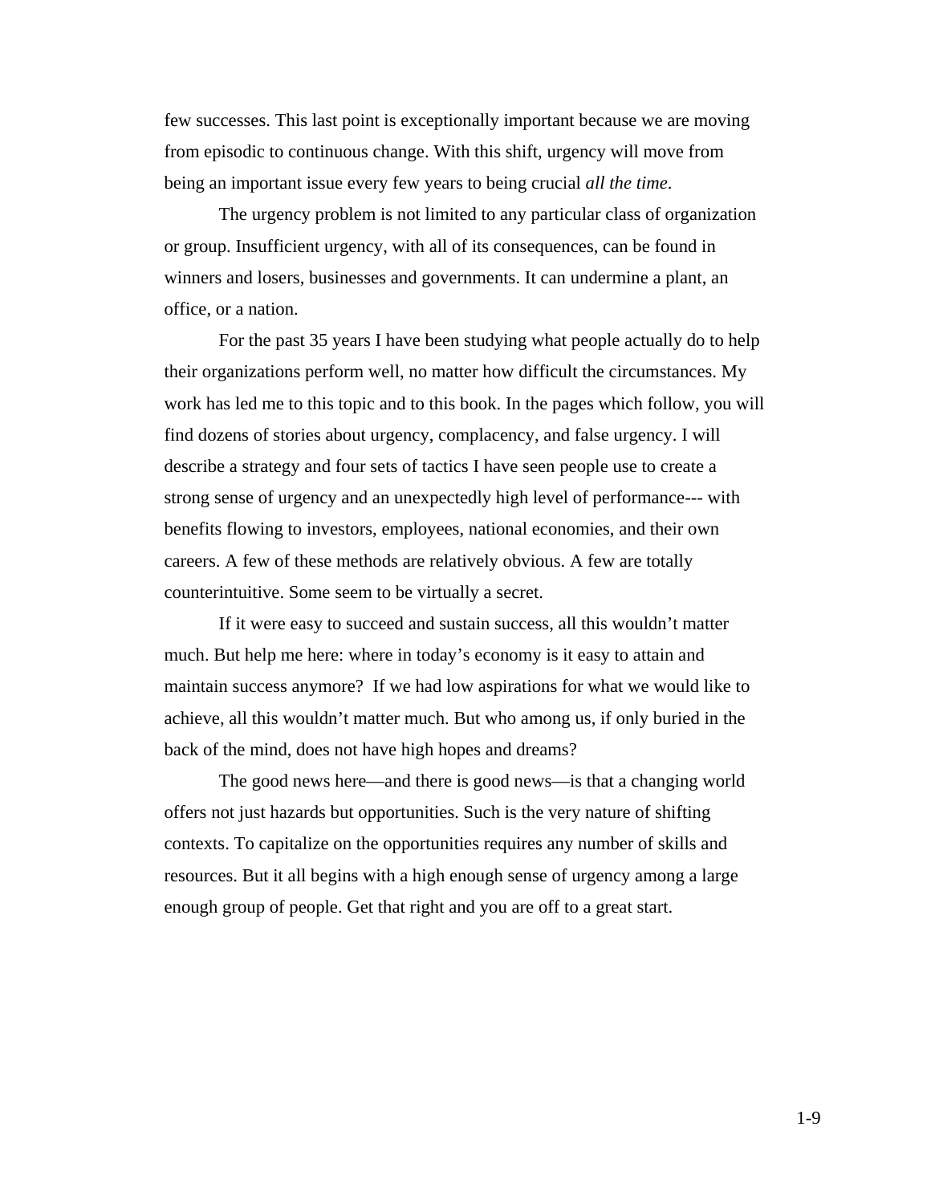few successes. This last point is exceptionally important because we are moving from episodic to continuous change. With this shift, urgency will move from being an important issue every few years to being crucial *all the time*.

The urgency problem is not limited to any particular class of organization or group. Insufficient urgency, with all of its consequences, can be found in winners and losers, businesses and governments. It can undermine a plant, an office, or a nation.

For the past 35 years I have been studying what people actually do to help their organizations perform well, no matter how difficult the circumstances. My work has led me to this topic and to this book. In the pages which follow, you will find dozens of stories about urgency, complacency, and false urgency. I will describe a strategy and four sets of tactics I have seen people use to create a strong sense of urgency and an unexpectedly high level of performance--- with benefits flowing to investors, employees, national economies, and their own careers. A few of these methods are relatively obvious. A few are totally counterintuitive. Some seem to be virtually a secret.

If it were easy to succeed and sustain success, all this wouldn't matter much. But help me here: where in today's economy is it easy to attain and maintain success anymore? If we had low aspirations for what we would like to achieve, all this wouldn't matter much. But who among us, if only buried in the back of the mind, does not have high hopes and dreams?

The good news here—and there is good news—is that a changing world offers not just hazards but opportunities. Such is the very nature of shifting contexts. To capitalize on the opportunities requires any number of skills and resources. But it all begins with a high enough sense of urgency among a large enough group of people. Get that right and you are off to a great start.